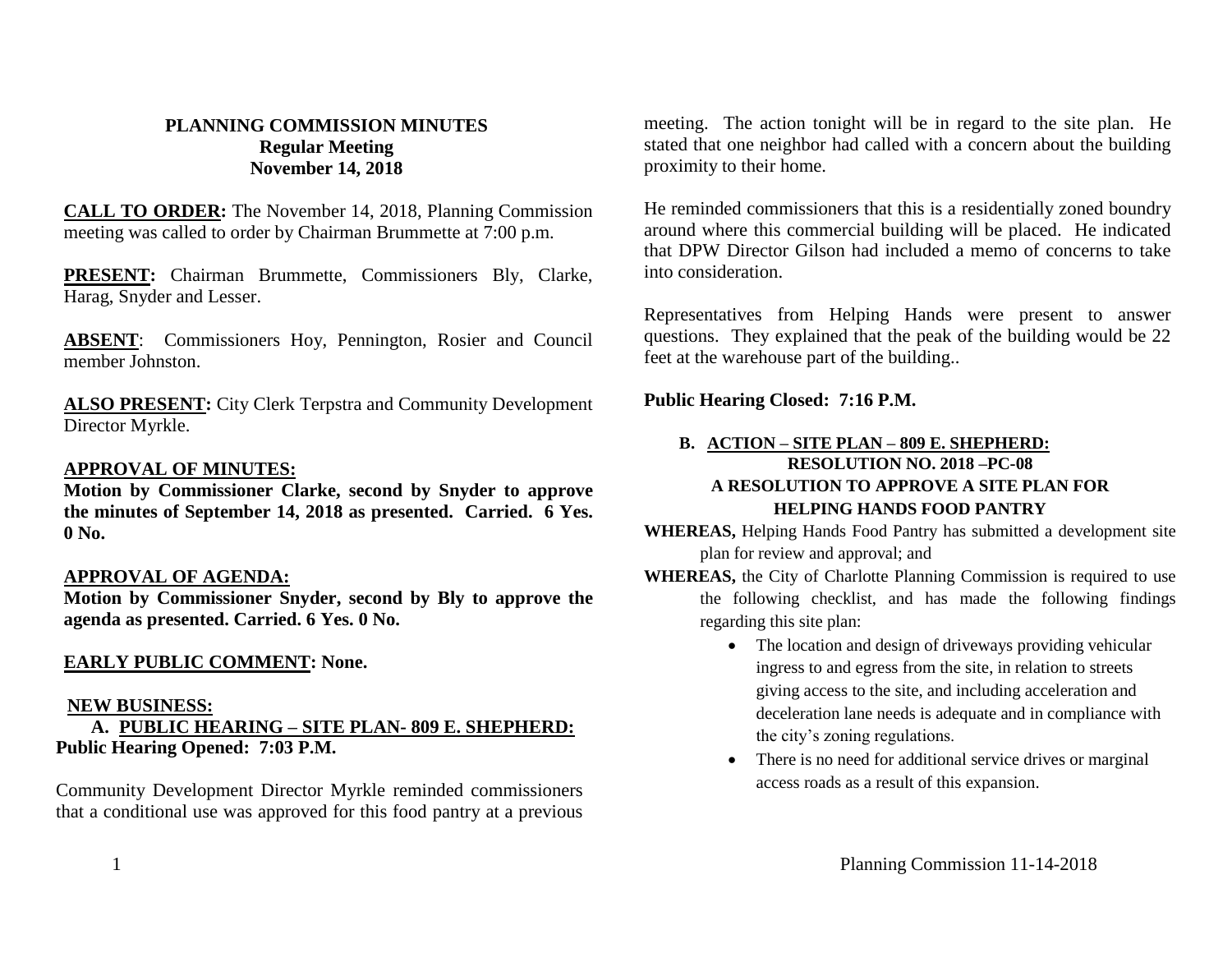# PLANNING COMMISSION MINUTES
## Regular Meeting
## November 14, 2018

**CALL TO ORDER:** The November 14, 2018, Planning Commission meeting was called to order by Chairman Brummette at 7:00 p.m.

**PRESENT:** Chairman Brummette, Commissioners Bly, Clarke, Harag, Snyder and Lesser.

**ABSENT**: Commissioners Hoy, Pennington, Rosier and Council member Johnston.

**ALSO PRESENT:** City Clerk Terpstra and Community Development Director Myrkle.

**APPROVAL OF MINUTES:**

**Motion by Commissioner Clarke, second by Snyder to approve the minutes of September 14, 2018 as presented. Carried. 6 Yes. 0 No.**

**APPROVAL OF AGENDA:**

**Motion by Commissioner Snyder, second by Bly to approve the agenda as presented. Carried. 6 Yes. 0 No.**

**EARLY PUBLIC COMMENT: None.**

**NEW BUSINESS:**

**A. PUBLIC HEARING – SITE PLAN- 809 E. SHEPHERD:**

**Public Hearing Opened: 7:03 P.M.**

Community Development Director Myrkle reminded commissioners that a conditional use was approved for this food pantry at a previous meeting. The action tonight will be in regard to the site plan. He stated that one neighbor had called with a concern about the building proximity to their home.

He reminded commissioners that this is a residentially zoned boundry around where this commercial building will be placed. He indicated that DPW Director Gilson had included a memo of concerns to take into consideration.

Representatives from Helping Hands were present to answer questions. They explained that the peak of the building would be 22 feet at the warehouse part of the building..

**Public Hearing Closed: 7:16 P.M.**

**B. ACTION – SITE PLAN – 809 E. SHEPHERD:**

**RESOLUTION NO. 2018 –PC-08**
**A RESOLUTION TO APPROVE A SITE PLAN FOR HELPING HANDS FOOD PANTRY**

**WHEREAS,** Helping Hands Food Pantry has submitted a development site plan for review and approval; and

**WHEREAS,** the City of Charlotte Planning Commission is required to use the following checklist, and has made the following findings regarding this site plan:

- The location and design of driveways providing vehicular ingress to and egress from the site, in relation to streets giving access to the site, and including acceleration and deceleration lane needs is adequate and in compliance with the city's zoning regulations.
- There is no need for additional service drives or marginal access roads as a result of this expansion.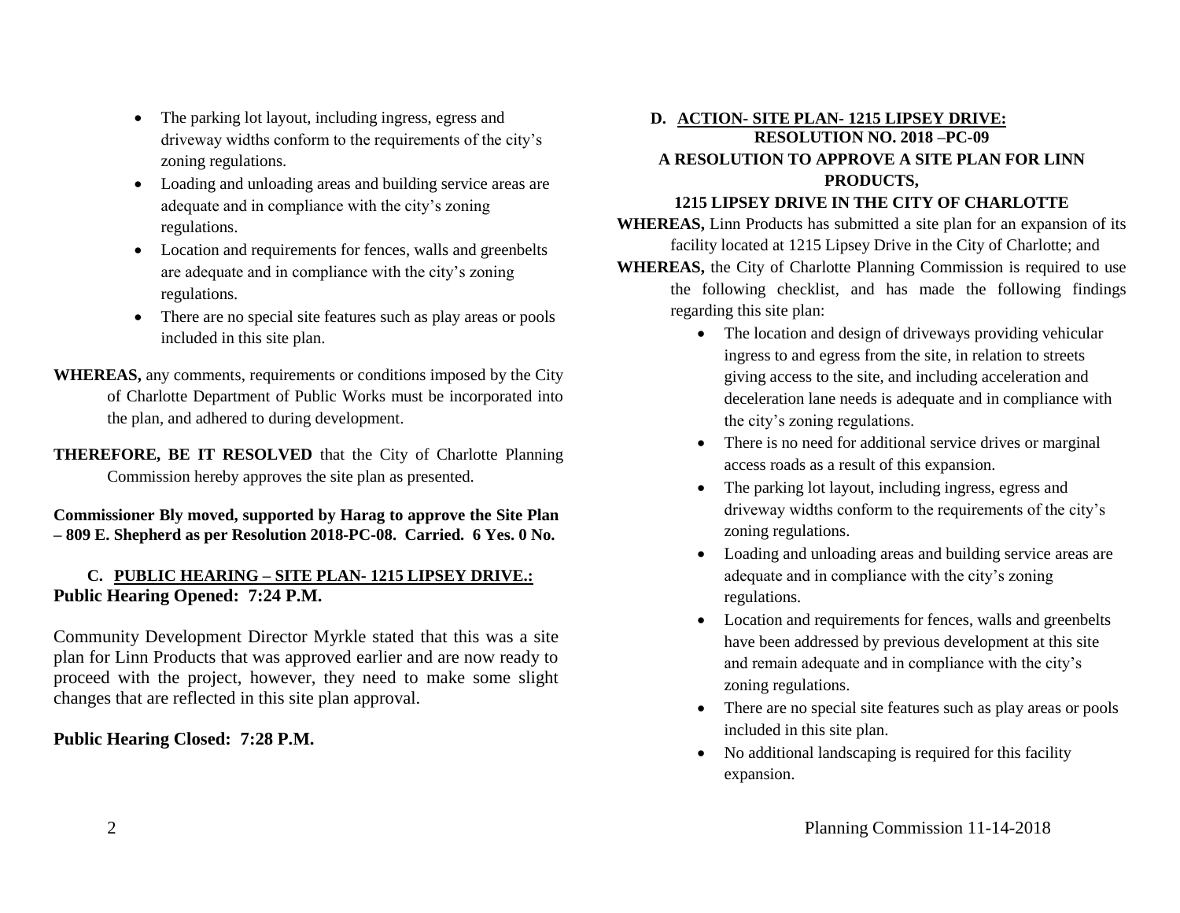- The parking lot layout, including ingress, egress and driveway widths conform to the requirements of the city's zoning regulations.
- Loading and unloading areas and building service areas are adequate and in compliance with the city's zoning regulations.
- Location and requirements for fences, walls and greenbelts are adequate and in compliance with the city's zoning regulations.
- There are no special site features such as play areas or pools included in this site plan.

**WHEREAS,** any comments, requirements or conditions imposed by the City of Charlotte Department of Public Works must be incorporated into the plan, and adhered to during development.

**THEREFORE, BE IT RESOLVED** that the City of Charlotte Planning Commission hereby approves the site plan as presented.

**Commissioner Bly moved, supported by Harag to approve the Site Plan – 809 E. Shepherd as per Resolution 2018-PC-08. Carried. 6 Yes. 0 No.**

**C. <u>PUBLIC HEARING – SITE PLAN- 1215 LIPSEY DRIVE.:</u>**

**Public Hearing Opened: 7:24 P.M.**

Community Development Director Myrkle stated that this was a site plan for Linn Products that was approved earlier and are now ready to proceed with the project, however, they need to make some slight changes that are reflected in this site plan approval.

**Public Hearing Closed: 7:28 P.M.**

**D. <u>ACTION- SITE PLAN- 1215 LIPSEY DRIVE:</u>**

**RESOLUTION NO. 2018 –PC-09**

**A RESOLUTION TO APPROVE A SITE PLAN FOR LINN PRODUCTS,**

**1215 LIPSEY DRIVE IN THE CITY OF CHARLOTTE**

**WHEREAS,** Linn Products has submitted a site plan for an expansion of its facility located at 1215 Lipsey Drive in the City of Charlotte; and

**WHEREAS,** the City of Charlotte Planning Commission is required to use the following checklist, and has made the following findings regarding this site plan:

- The location and design of driveways providing vehicular ingress to and egress from the site, in relation to streets giving access to the site, and including acceleration and deceleration lane needs is adequate and in compliance with the city's zoning regulations.
- There is no need for additional service drives or marginal access roads as a result of this expansion.
- The parking lot layout, including ingress, egress and driveway widths conform to the requirements of the city's zoning regulations.
- Loading and unloading areas and building service areas are adequate and in compliance with the city's zoning regulations.
- Location and requirements for fences, walls and greenbelts have been addressed by previous development at this site and remain adequate and in compliance with the city's zoning regulations.
- There are no special site features such as play areas or pools included in this site plan.
- No additional landscaping is required for this facility expansion.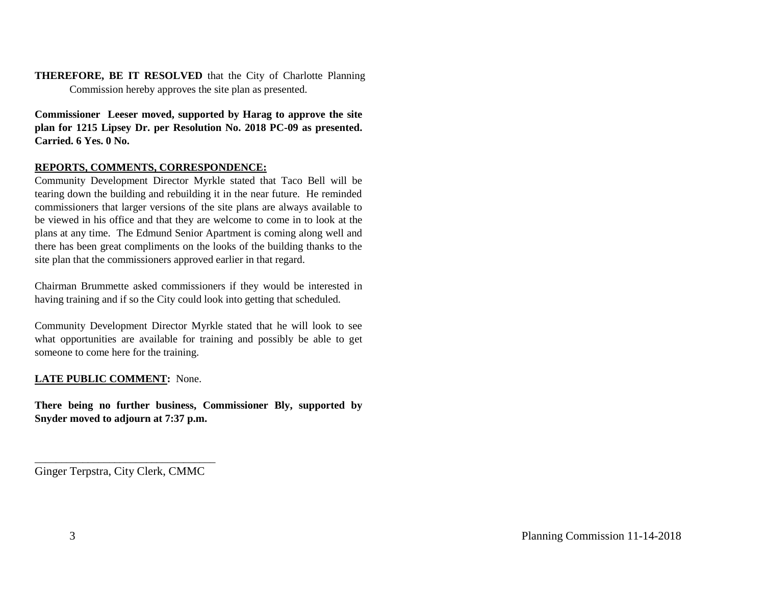**THEREFORE, BE IT RESOLVED** that the City of Charlotte Planning Commission hereby approves the site plan as presented.

**Commissioner Leeser moved, supported by Harag to approve the site plan for 1215 Lipsey Dr. per Resolution No. 2018 PC-09 as presented. Carried. 6 Yes. 0 No.**

**REPORTS, COMMENTS, CORRESPONDENCE:**

Community Development Director Myrkle stated that Taco Bell will be tearing down the building and rebuilding it in the near future. He reminded commissioners that larger versions of the site plans are always available to be viewed in his office and that they are welcome to come in to look at the plans at any time. The Edmund Senior Apartment is coming along well and there has been great compliments on the looks of the building thanks to the site plan that the commissioners approved earlier in that regard.

Chairman Brummette asked commissioners if they would be interested in having training and if so the City could look into getting that scheduled.

Community Development Director Myrkle stated that he will look to see what opportunities are available for training and possibly be able to get someone to come here for the training.

**LATE PUBLIC COMMENT:** None.

**There being no further business, Commissioner Bly, supported by Snyder moved to adjourn at 7:37 p.m.**

________________________________

Ginger Terpstra, City Clerk, CMMC